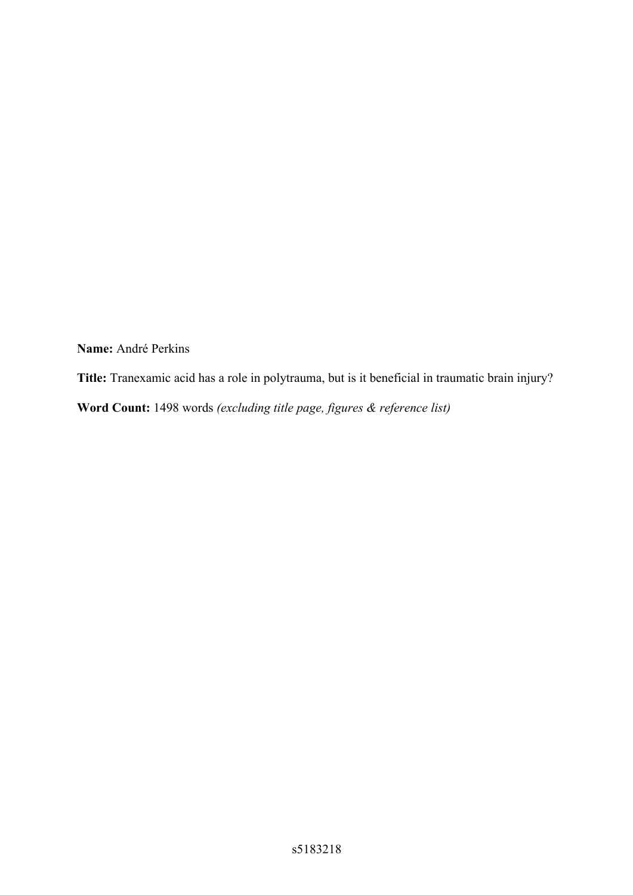**Name:** André Perkins

**Title:** Tranexamic acid has a role in polytrauma, but is it beneficial in traumatic brain injury?

**Word Count:** 1498 words *(excluding title page, figures & reference list)*

s5183218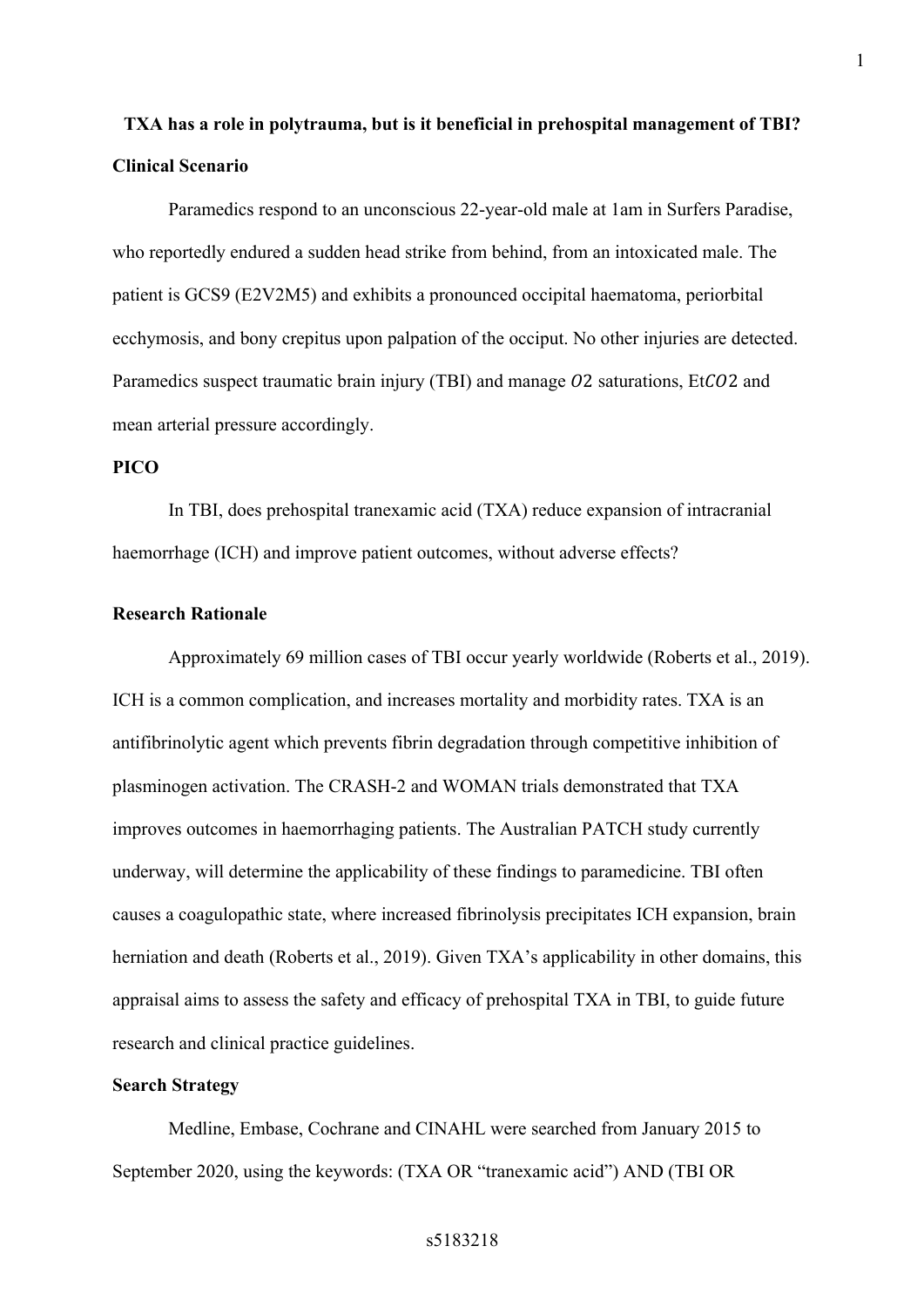**TXA has a role in polytrauma, but is it beneficial in prehospital management of TBI?**

**Clinical Scenario**

Paramedics respond to an unconscious 22-year-old male at 1am in Surfers Paradise, who reportedly endured a sudden head strike from behind, from an intoxicated male. The patient is GCS9 (E2V2M5) and exhibits a pronounced occipital haematoma, periorbital ecchymosis, and bony crepitus upon palpation of the occiput. No other injuries are detected. Paramedics suspect traumatic brain injury (TBI) and manage $O2$ saturations, Et$CO2$ and mean arterial pressure accordingly.

**PICO**

In TBI, does prehospital tranexamic acid (TXA) reduce expansion of intracranial haemorrhage (ICH) and improve patient outcomes, without adverse effects?

**Research Rationale**

Approximately 69 million cases of TBI occur yearly worldwide (Roberts et al., 2019). ICH is a common complication, and increases mortality and morbidity rates. TXA is an antifibrinolytic agent which prevents fibrin degradation through competitive inhibition of plasminogen activation. The CRASH-2 and WOMAN trials demonstrated that TXA improves outcomes in haemorrhaging patients. The Australian PATCH study currently underway, will determine the applicability of these findings to paramedicine. TBI often causes a coagulopathic state, where increased fibrinolysis precipitates ICH expansion, brain herniation and death (Roberts et al., 2019). Given TXA's applicability in other domains, this appraisal aims to assess the safety and efficacy of prehospital TXA in TBI, to guide future research and clinical practice guidelines.

**Search Strategy**

Medline, Embase, Cochrane and CINAHL were searched from January 2015 to September 2020, using the keywords: (TXA OR "tranexamic acid") AND (TBI OR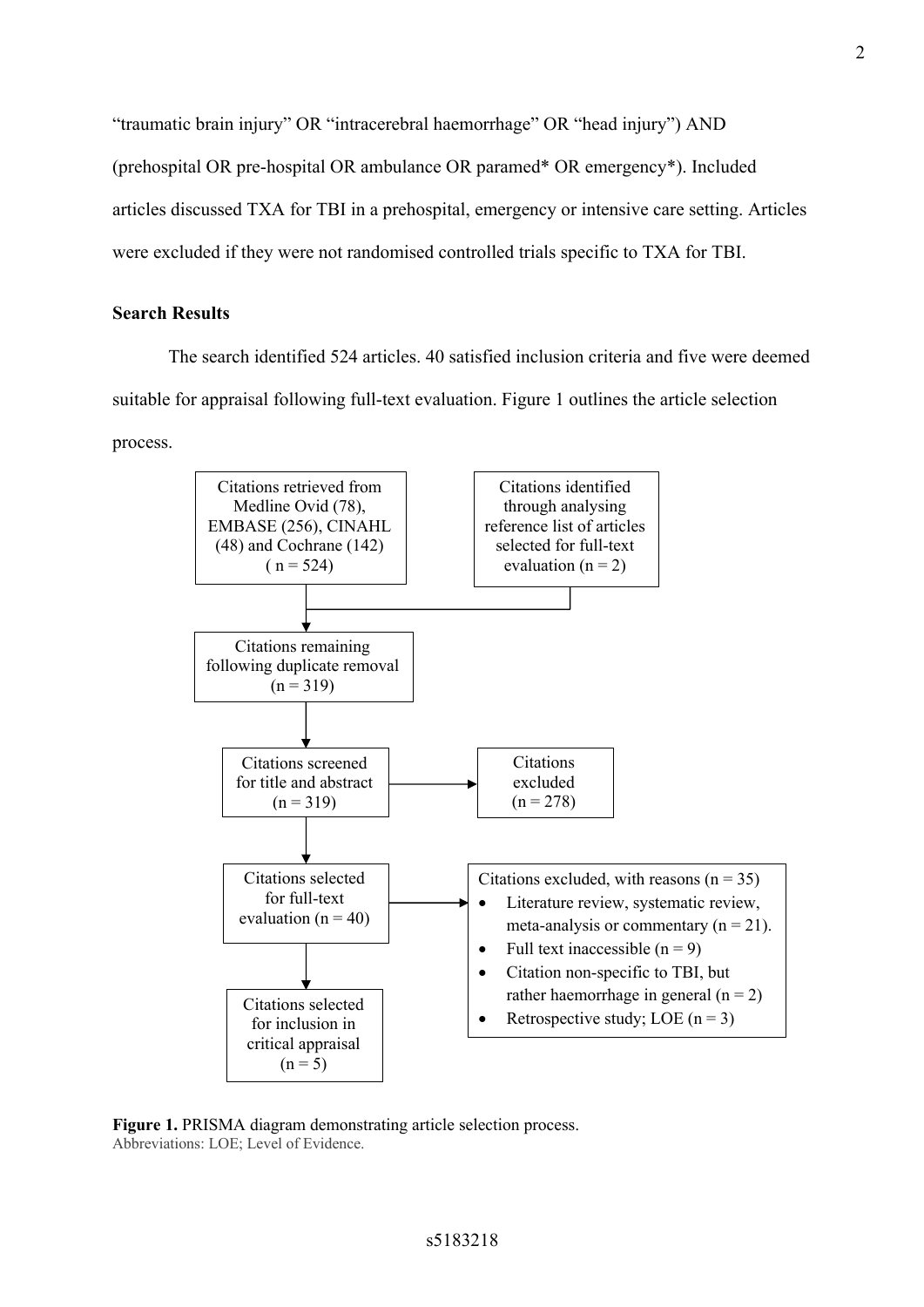"traumatic brain injury" OR "intracerebral haemorrhage" OR "head injury") AND (prehospital OR pre-hospital OR ambulance OR paramed* OR emergency*). Included articles discussed TXA for TBI in a prehospital, emergency or intensive care setting. Articles were excluded if they were not randomised controlled trials specific to TXA for TBI.

**Search Results**

The search identified 524 articles. 40 satisfied inclusion criteria and five were deemed suitable for appraisal following full-text evaluation. Figure 1 outlines the article selection process.

Citations retrieved from Medline Ovid (78), EMBASE (256), CINAHL (48) and Cochrane (142) ( n = 524)

Citations identified through analysing reference list of articles selected for full-text evaluation (n = 2)

Citations remaining following duplicate removal (n = 319)

Citations screened for title and abstract (n = 319)

Citations excluded (n = 278)

Citations selected for full-text evaluation (n = 40)

Citations excluded, with reasons (n = 35)

- Literature review, systematic review, meta-analysis or commentary (n = 21).
- Full text inaccessible (n = 9)
- Citation non-specific to TBI, but rather haemorrhage in general (n = 2)
- Retrospective study; LOE (n = 3)

Citations selected for inclusion in critical appraisal (n = 5)

**Figure 1.** PRISMA diagram demonstrating article selection process.
Abbreviations: LOE; Level of Evidence.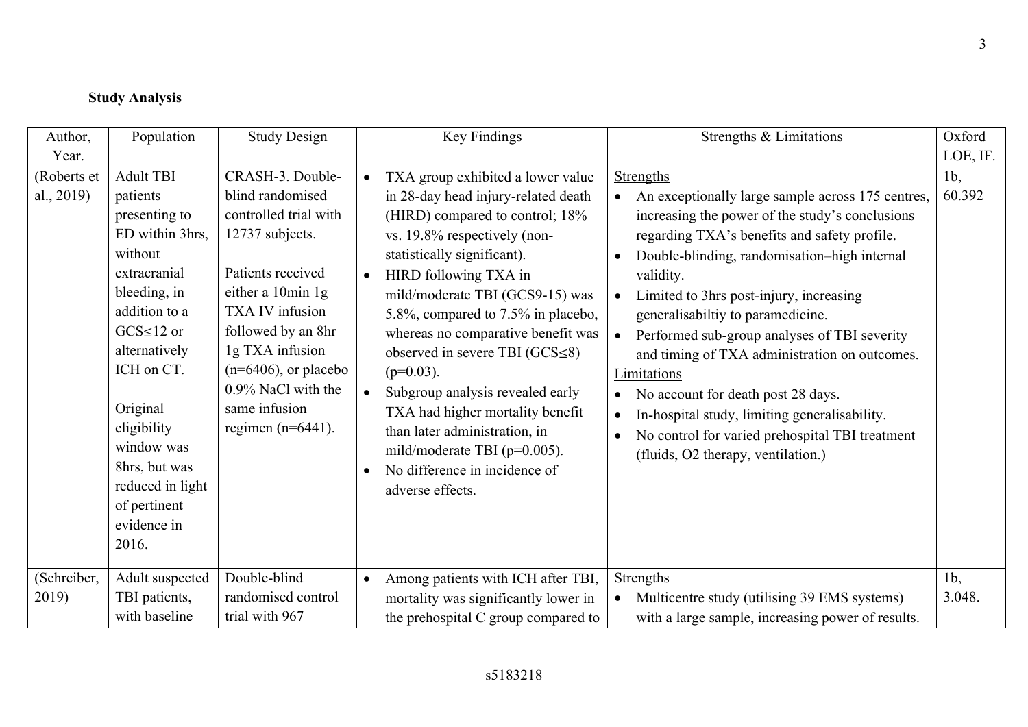**Study Analysis**

| Author, Year. | Population | Study Design | Key Findings | Strengths & Limitations | Oxford LOE, IF. |
|---|---|---|---|---|---|
| (Roberts et al., 2019) | Adult TBI patients presenting to ED within 3hrs, without extracranial bleeding, in addition to a GCS≤12 or alternatively ICH on CT.<br><br>Original eligibility window was 8hrs, but was reduced in light of pertinent evidence in 2016. | CRASH-3. Double-blind randomised controlled trial with 12737 subjects.<br><br>Patients received either a 10min 1g TXA IV infusion followed by an 8hr 1g TXA infusion (n=6406), or placebo 0.9% NaCl with the same infusion regimen (n=6441). | • TXA group exhibited a lower value in 28-day head injury-related death (HIRD) compared to control; 18% vs. 19.8% respectively (non-statistically significant).<br>• HIRD following TXA in mild/moderate TBI (GCS9-15) was 5.8%, compared to 7.5% in placebo, whereas no comparative benefit was observed in severe TBI (GCS≤8) ($p=0.03$).<br>• Subgroup analysis revealed early TXA had higher mortality benefit than later administration, in mild/moderate TBI ($p=0.005$).<br>• No difference in incidence of adverse effects. | Strengths<br>• An exceptionally large sample across 175 centres, increasing the power of the study's conclusions regarding TXA's benefits and safety profile.<br>• Double-blinding, randomisation–high internal validity.<br>• Limited to 3hrs post-injury, increasing generalisabiltiy to paramedicine.<br>• Performed sub-group analyses of TBI severity and timing of TXA administration on outcomes.<br>Limitations<br>• No account for death post 28 days.<br>• In-hospital study, limiting generalisability.<br>• No control for varied prehospital TBI treatment (fluids, O2 therapy, ventilation.) | 1b, 60.392 |
| (Schreiber, 2019) | Adult suspected TBI patients, with baseline | Double-blind randomised control trial with 967 | • Among patients with ICH after TBI, mortality was significantly lower in the prehospital C group compared to | Strengths<br>• Multicentre study (utilising 39 EMS systems) with a large sample, increasing power of results. | 1b, 3.048. |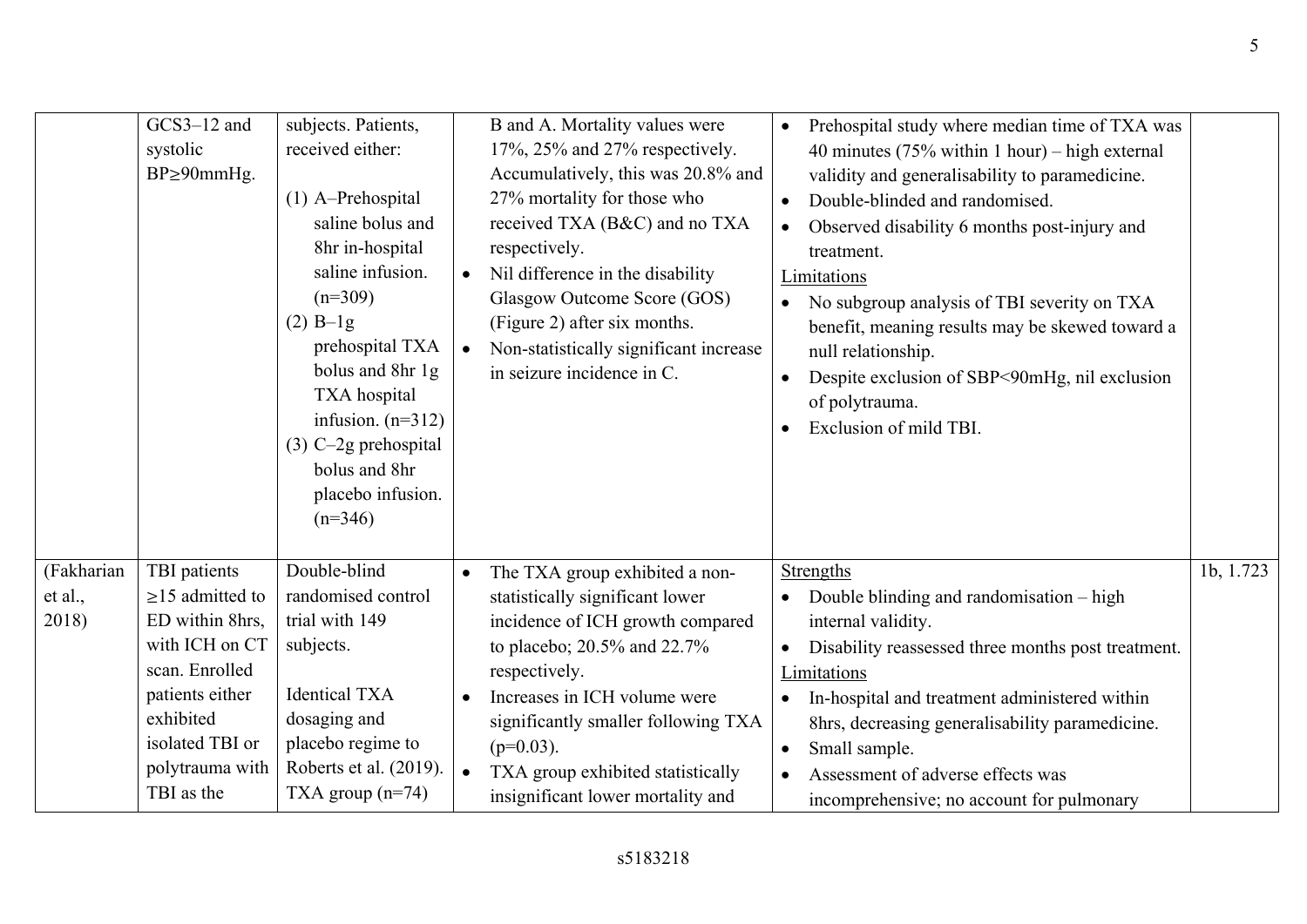| | | | | | |
|---|---|---|---|---|---|
| | GCS3–12 and systolic BP≥90mmHg. | subjects. Patients, received either:<br><br>(1) A–Prehospital saline bolus and 8hr in-hospital saline infusion. (n=309)<br>(2) B–1g prehospital TXA bolus and 8hr 1g TXA hospital infusion. (n=312)<br>(3) C–2g prehospital bolus and 8hr placebo infusion. (n=346) | B and A. Mortality values were 17%, 25% and 27% respectively. Accumulatively, this was 20.8% and 27% mortality for those who received TXA (B&C) and no TXA respectively.<br>• Nil difference in the disability Glasgow Outcome Score (GOS) (Figure 2) after six months.<br>• Non-statistically significant increase in seizure incidence in C. | • Prehospital study where median time of TXA was 40 minutes (75% within 1 hour) – high external validity and generalisability to paramedicine.<br>• Double-blinded and randomised.<br>• Observed disability 6 months post-injury and treatment.<br>Limitations<br>• No subgroup analysis of TBI severity on TXA benefit, meaning results may be skewed toward a null relationship.<br>• Despite exclusion of SBP<90mHg, nil exclusion of polytrauma.<br>• Exclusion of mild TBI. | |
| (Fakharian et al., 2018) | TBI patients ≥15 admitted to ED within 8hrs, with ICH on CT scan. Enrolled patients either exhibited isolated TBI or polytrauma with TBI as the | Double-blind randomised control trial with 149 subjects.<br><br>Identical TXA dosaging and placebo regime to Roberts et al. (2019). TXA group (n=74) | • The TXA group exhibited a non-statistically significant lower incidence of ICH growth compared to placebo; 20.5% and 22.7% respectively.<br>• Increases in ICH volume were significantly smaller following TXA (p=0.03).<br>• TXA group exhibited statistically insignificant lower mortality and | Strengths<br>• Double blinding and randomisation – high internal validity.<br>• Disability reassessed three months post treatment.<br>Limitations<br>• In-hospital and treatment administered within 8hrs, decreasing generalisability paramedicine.<br>• Small sample.<br>• Assessment of adverse effects was incomprehensive; no account for pulmonary | 1b, 1.723 |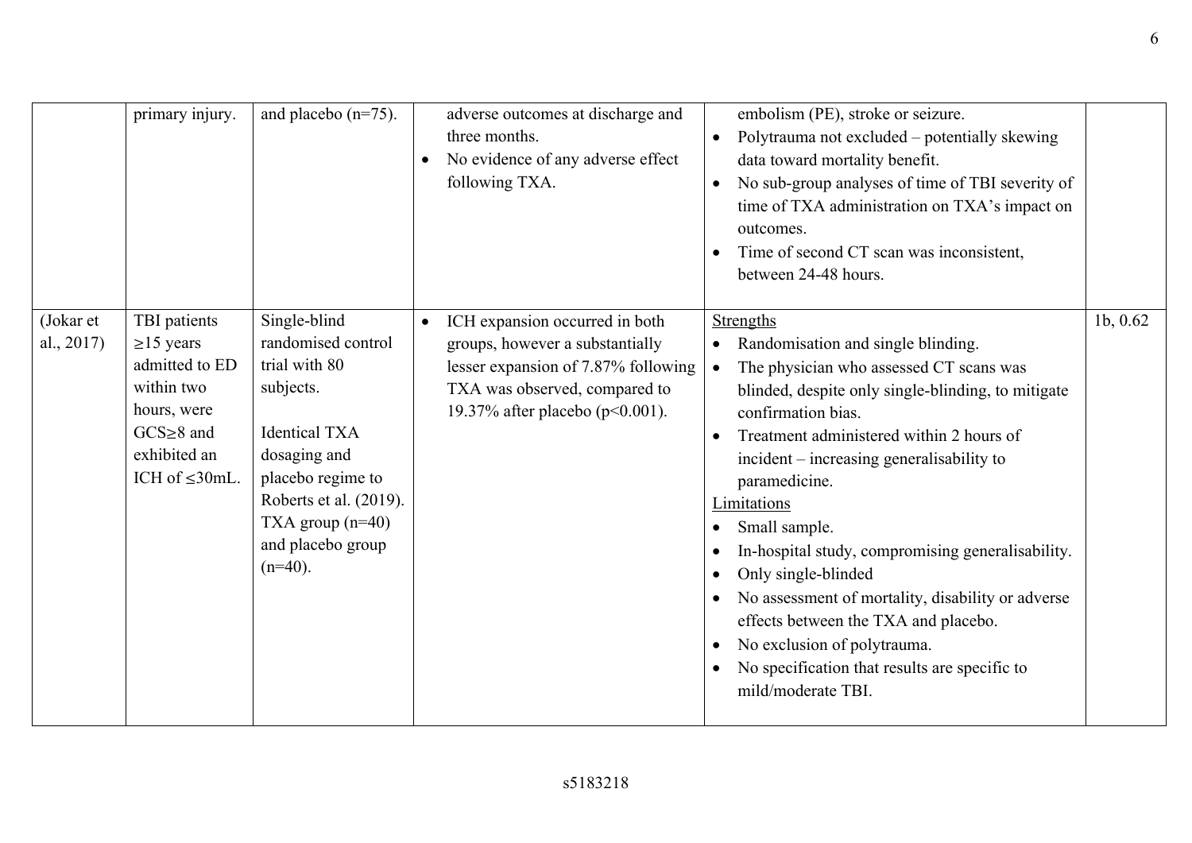|  |  |  |  |  |  |
|---|---|---|---|---|---|
|  | primary injury. | and placebo (n=75). | adverse outcomes at discharge and three months.<br>• No evidence of any adverse effect following TXA. | embolism (PE), stroke or seizure.<br>• Polytrauma not excluded – potentially skewing data toward mortality benefit.<br>• No sub-group analyses of time of TBI severity of time of TXA administration on TXA's impact on outcomes.<br>• Time of second CT scan was inconsistent, between 24-48 hours. |  |
| (Jokar et al., 2017) | TBI patients ≥15 years admitted to ED within two hours, were GCS≥8 and exhibited an ICH of ≤30mL. | Single-blind randomised control trial with 80 subjects.<br><br>Identical TXA dosaging and placebo regime to Roberts et al. (2019). TXA group (n=40) and placebo group (n=40). | • ICH expansion occurred in both groups, however a substantially lesser expansion of 7.87% following TXA was observed, compared to 19.37% after placebo ($p<0.001$). | Strengths<br>• Randomisation and single blinding.<br>• The physician who assessed CT scans was blinded, despite only single-blinding, to mitigate confirmation bias.<br>• Treatment administered within 2 hours of incident – increasing generalisability to paramedicine.<br>Limitations<br>• Small sample.<br>• In-hospital study, compromising generalisability.<br>• Only single-blinded<br>• No assessment of mortality, disability or adverse effects between the TXA and placebo.<br>• No exclusion of polytrauma.<br>• No specification that results are specific to mild/moderate TBI. | 1b, 0.62 |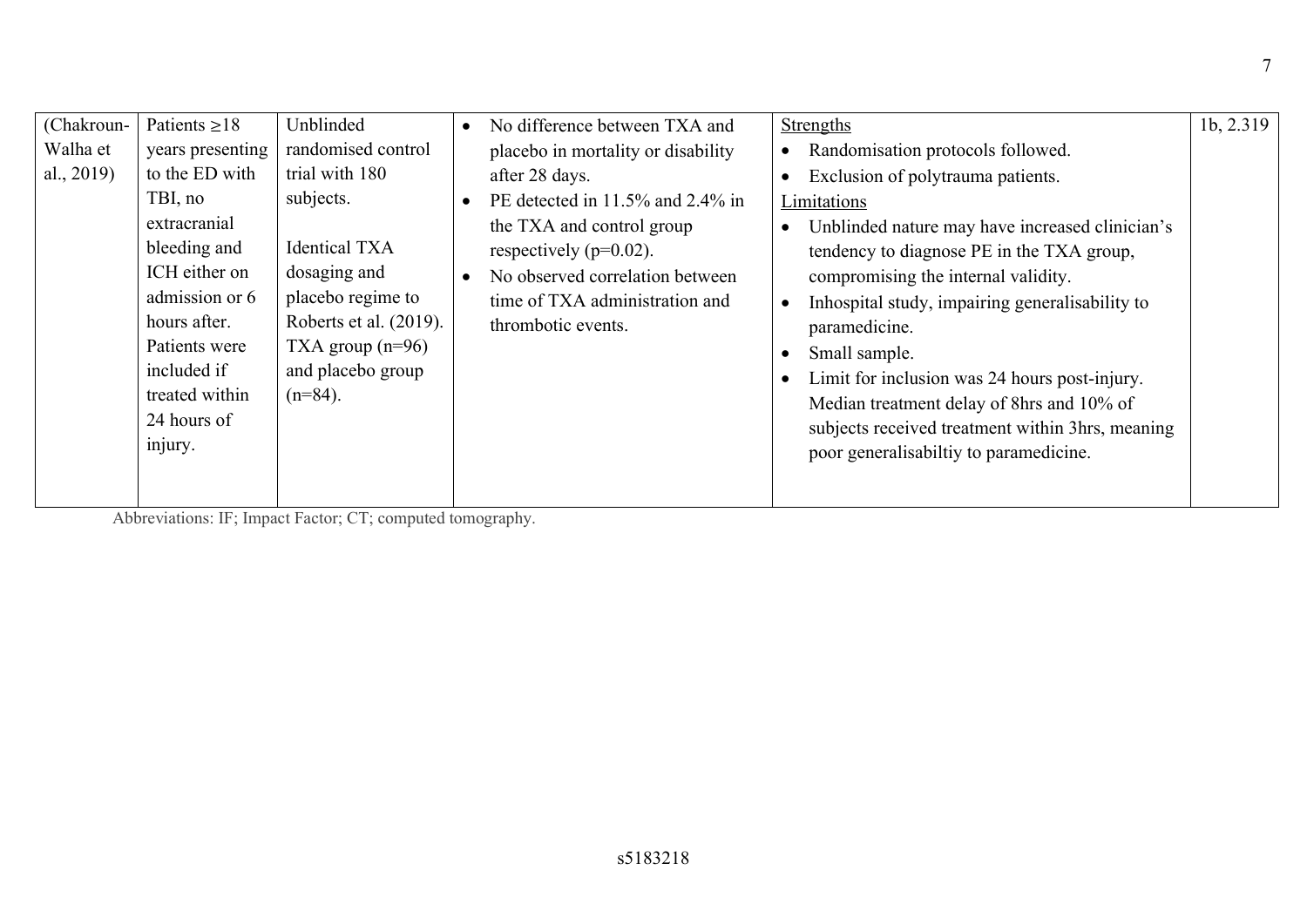| | | | | | |
|---|---|---|---|---|---|
| (Chakroun-Walha et al., 2019) | Patients ≥18 years presenting to the ED with TBI, no extracranial bleeding and ICH either on admission or 6 hours after. Patients were included if treated within 24 hours of injury. | Unblinded randomised control trial with 180 subjects.<br><br>Identical TXA dosaging and placebo regime to Roberts et al. (2019). TXA group (n=96) and placebo group (n=84). | • No difference between TXA and placebo in mortality or disability after 28 days.<br>• PE detected in 11.5% and 2.4% in the TXA and control group respectively ($p=0.02$).<br>• No observed correlation between time of TXA administration and thrombotic events. | <u>Strengths</u><br>• Randomisation protocols followed.<br>• Exclusion of polytrauma patients.<br><u>Limitations</u><br>• Unblinded nature may have increased clinician's tendency to diagnose PE in the TXA group, compromising the internal validity.<br>• Inhospital study, impairing generalisability to paramedicine.<br>• Small sample.<br>• Limit for inclusion was 24 hours post-injury. Median treatment delay of 8hrs and 10% of subjects received treatment within 3hrs, meaning poor generalisabiltiy to paramedicine. | 1b, 2.319 |

Abbreviations: IF; Impact Factor; CT; computed tomography.

s5183218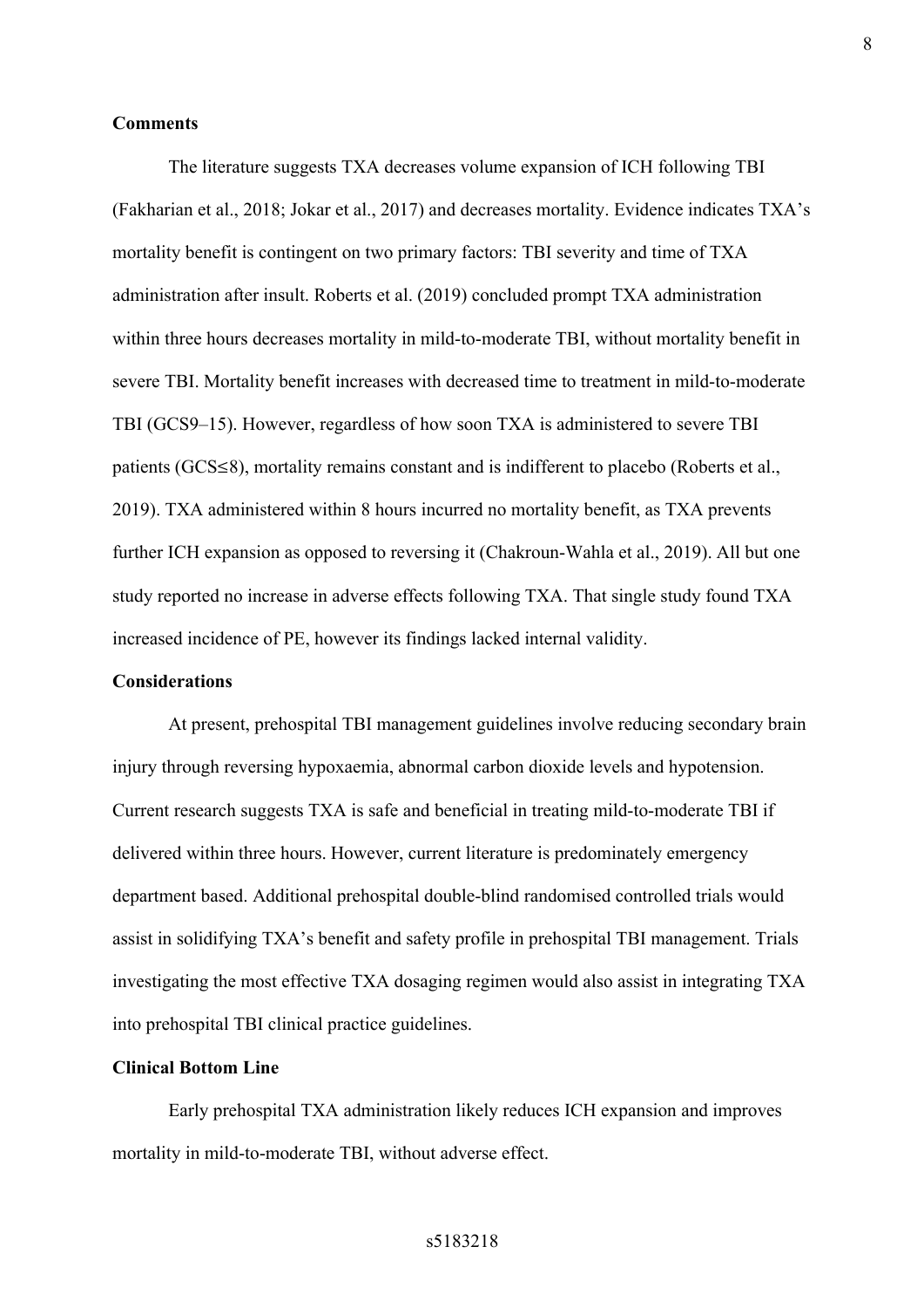**Comments**

The literature suggests TXA decreases volume expansion of ICH following TBI (Fakharian et al., 2018; Jokar et al., 2017) and decreases mortality. Evidence indicates TXA's mortality benefit is contingent on two primary factors: TBI severity and time of TXA administration after insult. Roberts et al. (2019) concluded prompt TXA administration within three hours decreases mortality in mild-to-moderate TBI, without mortality benefit in severe TBI. Mortality benefit increases with decreased time to treatment in mild-to-moderate TBI (GCS9–15). However, regardless of how soon TXA is administered to severe TBI patients (GCS≤8), mortality remains constant and is indifferent to placebo (Roberts et al., 2019). TXA administered within 8 hours incurred no mortality benefit, as TXA prevents further ICH expansion as opposed to reversing it (Chakroun-Wahla et al., 2019). All but one study reported no increase in adverse effects following TXA. That single study found TXA increased incidence of PE, however its findings lacked internal validity.

**Considerations**

At present, prehospital TBI management guidelines involve reducing secondary brain injury through reversing hypoxaemia, abnormal carbon dioxide levels and hypotension. Current research suggests TXA is safe and beneficial in treating mild-to-moderate TBI if delivered within three hours. However, current literature is predominately emergency department based. Additional prehospital double-blind randomised controlled trials would assist in solidifying TXA's benefit and safety profile in prehospital TBI management. Trials investigating the most effective TXA dosaging regimen would also assist in integrating TXA into prehospital TBI clinical practice guidelines.

**Clinical Bottom Line**

Early prehospital TXA administration likely reduces ICH expansion and improves mortality in mild-to-moderate TBI, without adverse effect.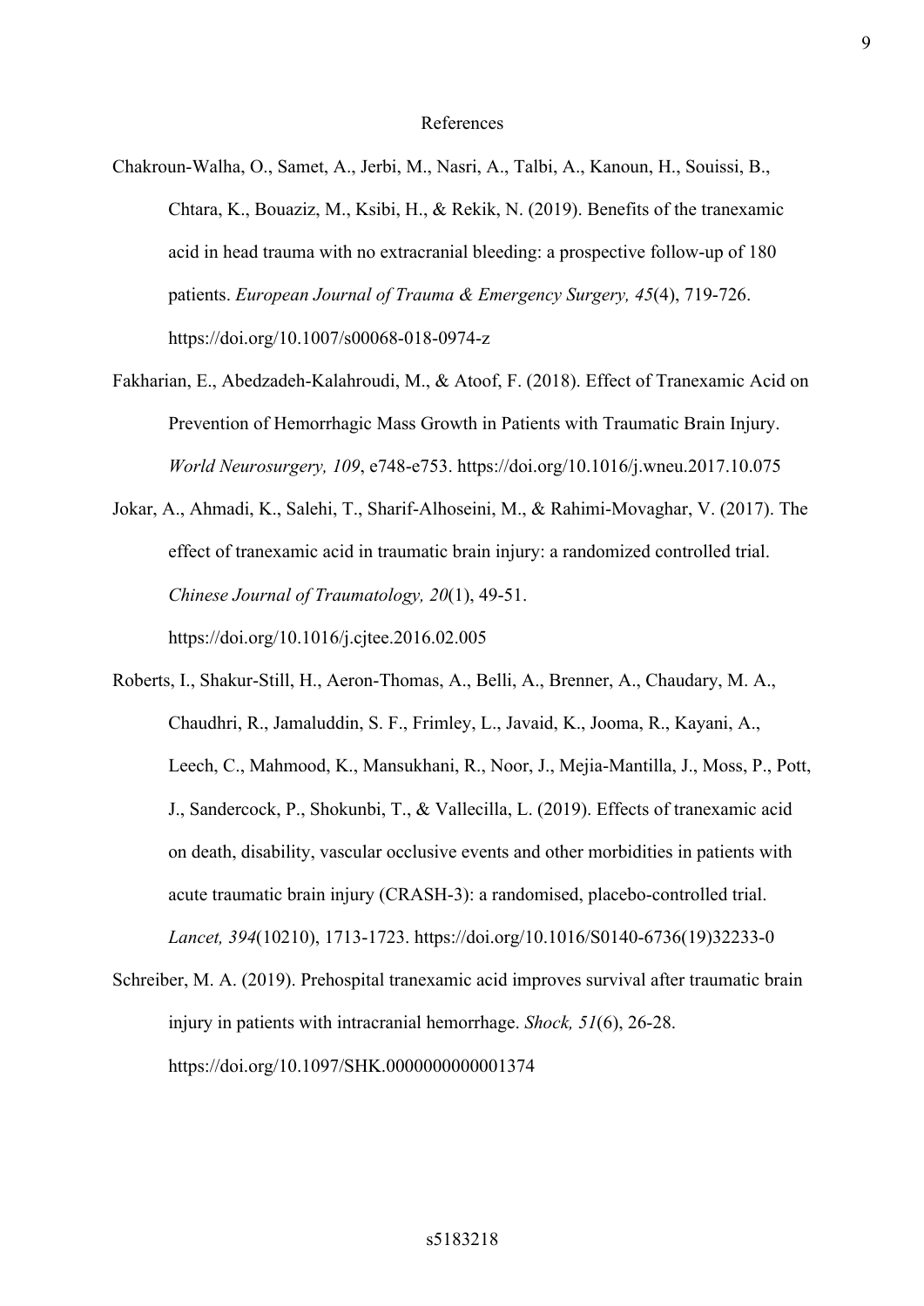# References

Chakroun-Walha, O., Samet, A., Jerbi, M., Nasri, A., Talbi, A., Kanoun, H., Souissi, B., Chtara, K., Bouaziz, M., Ksibi, H., & Rekik, N. (2019). Benefits of the tranexamic acid in head trauma with no extracranial bleeding: a prospective follow-up of 180 patients. *European Journal of Trauma & Emergency Surgery, 45*(4), 719-726. https://doi.org/10.1007/s00068-018-0974-z

Fakharian, E., Abedzadeh-Kalahroudi, M., & Atoof, F. (2018). Effect of Tranexamic Acid on Prevention of Hemorrhagic Mass Growth in Patients with Traumatic Brain Injury. *World Neurosurgery, 109*, e748-e753. https://doi.org/10.1016/j.wneu.2017.10.075

Jokar, A., Ahmadi, K., Salehi, T., Sharif-Alhoseini, M., & Rahimi-Movaghar, V. (2017). The effect of tranexamic acid in traumatic brain injury: a randomized controlled trial. *Chinese Journal of Traumatology, 20*(1), 49-51. https://doi.org/10.1016/j.cjtee.2016.02.005

Roberts, I., Shakur-Still, H., Aeron-Thomas, A., Belli, A., Brenner, A., Chaudary, M. A., Chaudhri, R., Jamaluddin, S. F., Frimley, L., Javaid, K., Jooma, R., Kayani, A., Leech, C., Mahmood, K., Mansukhani, R., Noor, J., Mejia-Mantilla, J., Moss, P., Pott, J., Sandercock, P., Shokunbi, T., & Vallecilla, L. (2019). Effects of tranexamic acid on death, disability, vascular occlusive events and other morbidities in patients with acute traumatic brain injury (CRASH-3): a randomised, placebo-controlled trial. *Lancet, 394*(10210), 1713-1723. https://doi.org/10.1016/S0140-6736(19)32233-0

Schreiber, M. A. (2019). Prehospital tranexamic acid improves survival after traumatic brain injury in patients with intracranial hemorrhage. *Shock, 51*(6), 26-28. https://doi.org/10.1097/SHK.0000000000001374

s5183218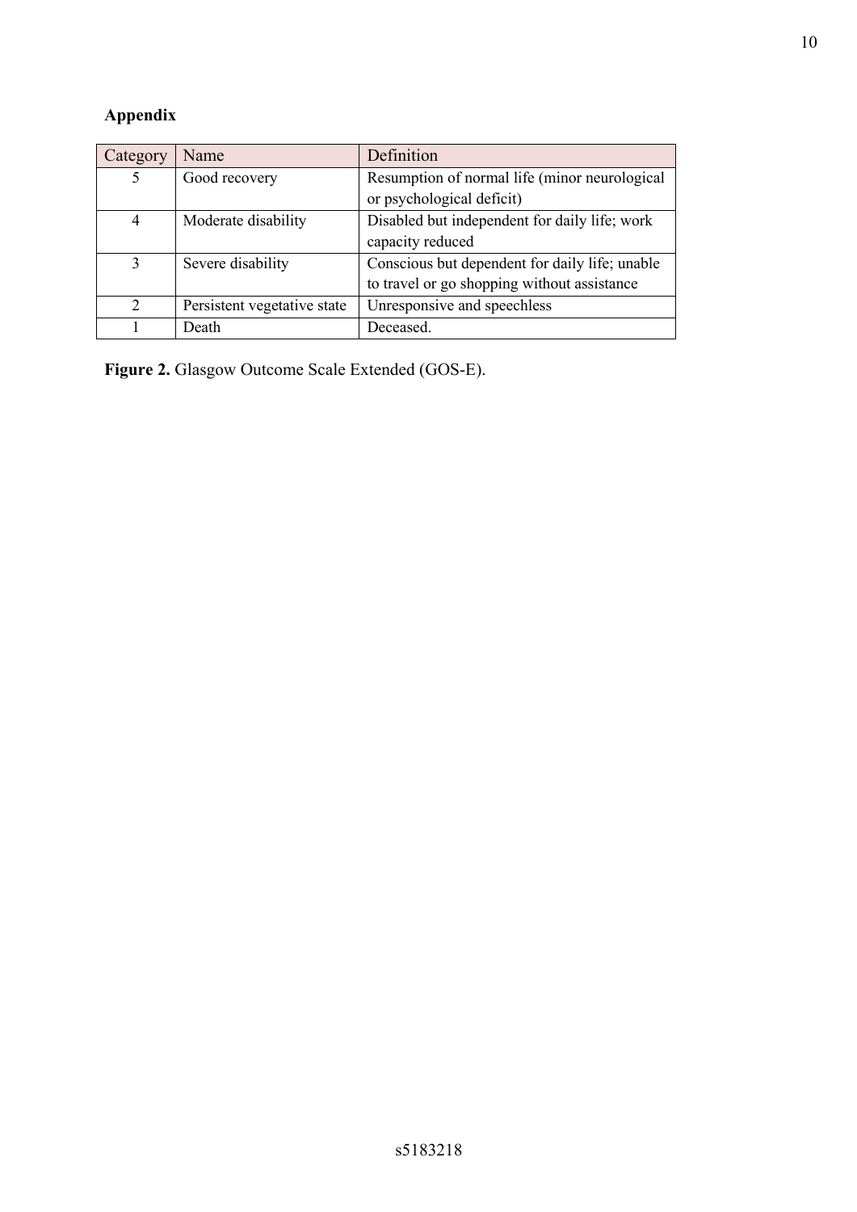**Appendix**

| Category | Name | Definition |
| --- | --- | --- |
| 5 | Good recovery | Resumption of normal life (minor neurological or psychological deficit) |
| 4 | Moderate disability | Disabled but independent for daily life; work capacity reduced |
| 3 | Severe disability | Conscious but dependent for daily life; unable to travel or go shopping without assistance |
| 2 | Persistent vegetative state | Unresponsive and speechless |
| 1 | Death | Deceased. |

**Figure 2.** Glasgow Outcome Scale Extended (GOS-E).

s5183218